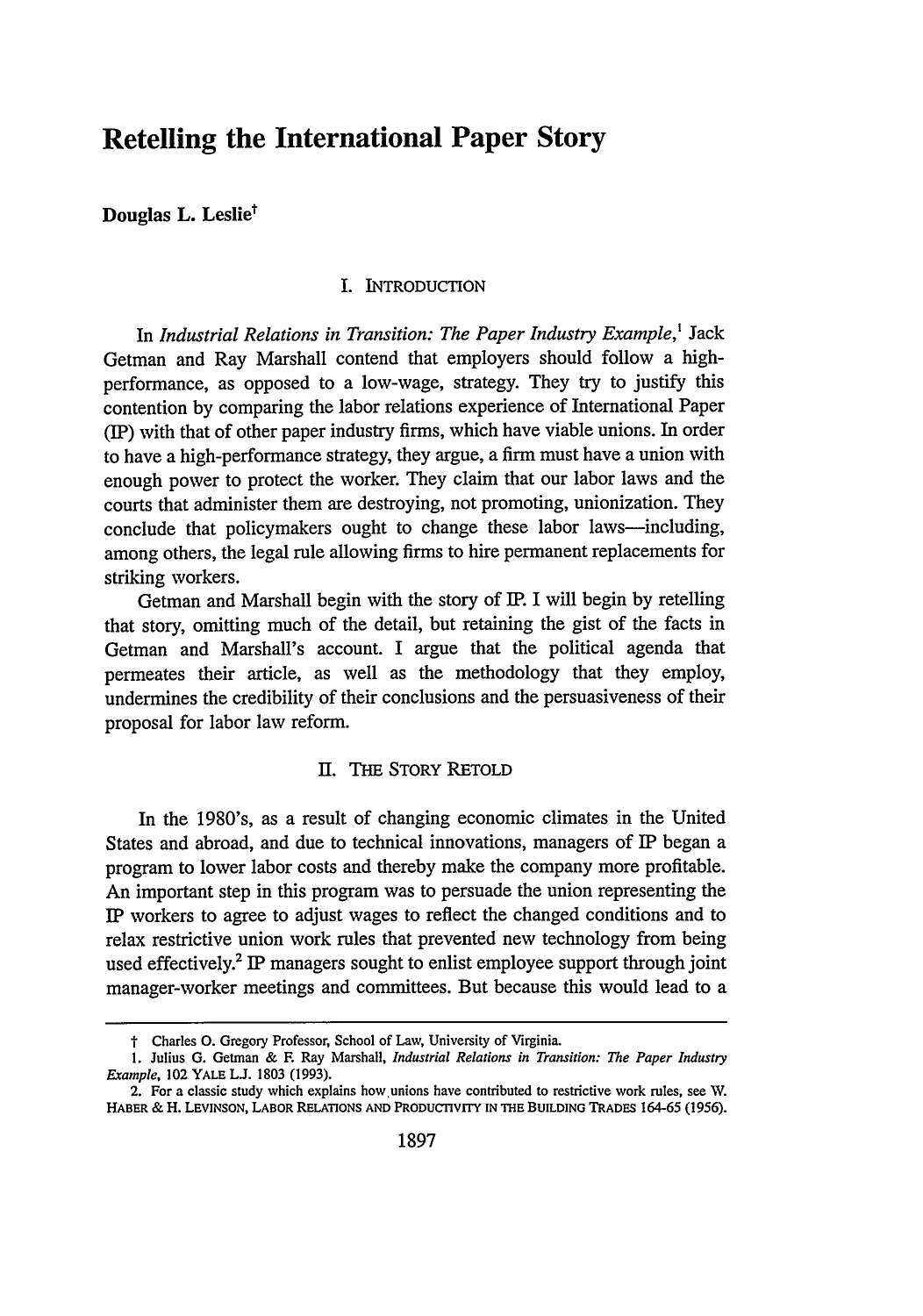# Retelling the International Paper Story

**Douglas L. Leslie**[†]

## I. INTRODUCTION

In *Industrial Relations in Transition: The Paper Industry Example*,[1] Jack Getman and Ray Marshall contend that employers should follow a high-performance, as opposed to a low-wage, strategy. They try to justify this contention by comparing the labor relations experience of International Paper (IP) with that of other paper industry firms, which have viable unions. In order to have a high-performance strategy, they argue, a firm must have a union with enough power to protect the worker. They claim that our labor laws and the courts that administer them are destroying, not promoting, unionization. They conclude that policymakers ought to change these labor laws—including, among others, the legal rule allowing firms to hire permanent replacements for striking workers.

Getman and Marshall begin with the story of IP. I will begin by retelling that story, omitting much of the detail, but retaining the gist of the facts in Getman and Marshall's account. I argue that the political agenda that permeates their article, as well as the methodology that they employ, undermines the credibility of their conclusions and the persuasiveness of their proposal for labor law reform.

## II. THE STORY RETOLD

In the 1980's, as a result of changing economic climates in the United States and abroad, and due to technical innovations, managers of IP began a program to lower labor costs and thereby make the company more profitable. An important step in this program was to persuade the union representing the IP workers to agree to adjust wages to reflect the changed conditions and to relax restrictive union work rules that prevented new technology from being used effectively.[2] IP managers sought to enlist employee support through joint manager-worker meetings and committees. But because this would lead to a

---

† Charles O. Gregory Professor, School of Law, University of Virginia.

1. Julius G. Getman & F. Ray Marshall, *Industrial Relations in Transition: The Paper Industry Example*, 102 YALE L.J. 1803 (1993).

2. For a classic study which explains how unions have contributed to restrictive work rules, see W. HABER & H. LEVINSON, LABOR RELATIONS AND PRODUCTIVITY IN THE BUILDING TRADES 164-65 (1956).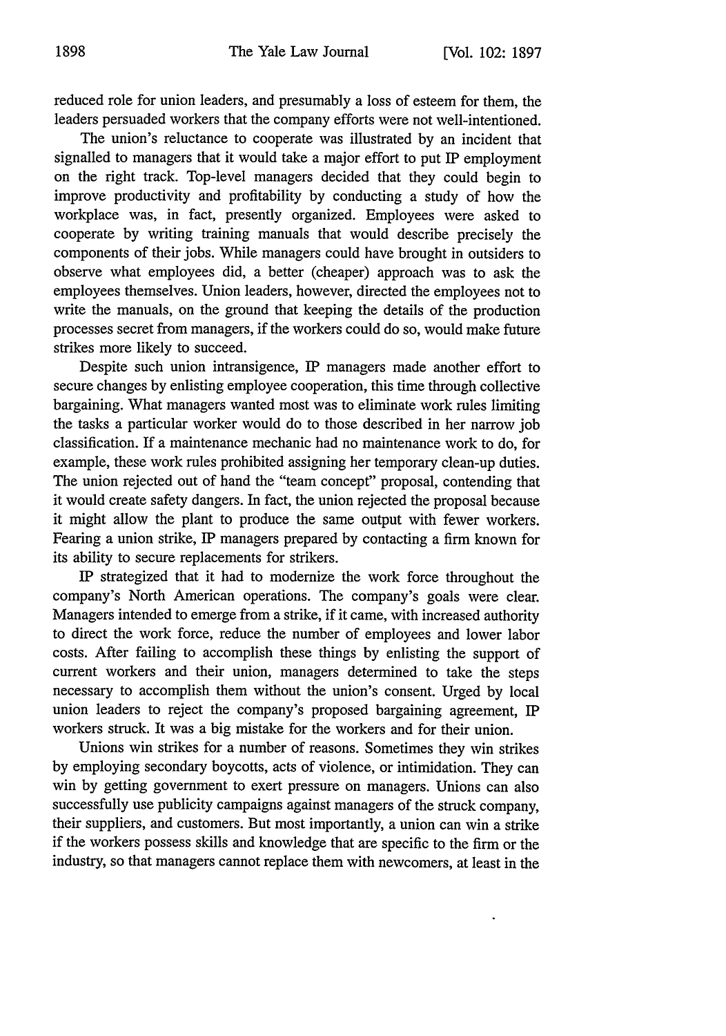reduced role for union leaders, and presumably a loss of esteem for them, the leaders persuaded workers that the company efforts were not well-intentioned.

The union's reluctance to cooperate was illustrated by an incident that signalled to managers that it would take a major effort to put IP employment on the right track. Top-level managers decided that they could begin to improve productivity and profitability by conducting a study of how the workplace was, in fact, presently organized. Employees were asked to cooperate by writing training manuals that would describe precisely the components of their jobs. While managers could have brought in outsiders to observe what employees did, a better (cheaper) approach was to ask the employees themselves. Union leaders, however, directed the employees not to write the manuals, on the ground that keeping the details of the production processes secret from managers, if the workers could do so, would make future strikes more likely to succeed.

Despite such union intransigence, IP managers made another effort to secure changes by enlisting employee cooperation, this time through collective bargaining. What managers wanted most was to eliminate work rules limiting the tasks a particular worker would do to those described in her narrow job classification. If a maintenance mechanic had no maintenance work to do, for example, these work rules prohibited assigning her temporary clean-up duties. The union rejected out of hand the "team concept" proposal, contending that it would create safety dangers. In fact, the union rejected the proposal because it might allow the plant to produce the same output with fewer workers. Fearing a union strike, IP managers prepared by contacting a firm known for its ability to secure replacements for strikers.

IP strategized that it had to modernize the work force throughout the company's North American operations. The company's goals were clear. Managers intended to emerge from a strike, if it came, with increased authority to direct the work force, reduce the number of employees and lower labor costs. After failing to accomplish these things by enlisting the support of current workers and their union, managers determined to take the steps necessary to accomplish them without the union's consent. Urged by local union leaders to reject the company's proposed bargaining agreement, IP workers struck. It was a big mistake for the workers and for their union.

Unions win strikes for a number of reasons. Sometimes they win strikes by employing secondary boycotts, acts of violence, or intimidation. They can win by getting government to exert pressure on managers. Unions can also successfully use publicity campaigns against managers of the struck company, their suppliers, and customers. But most importantly, a union can win a strike if the workers possess skills and knowledge that are specific to the firm or the industry, so that managers cannot replace them with newcomers, at least in the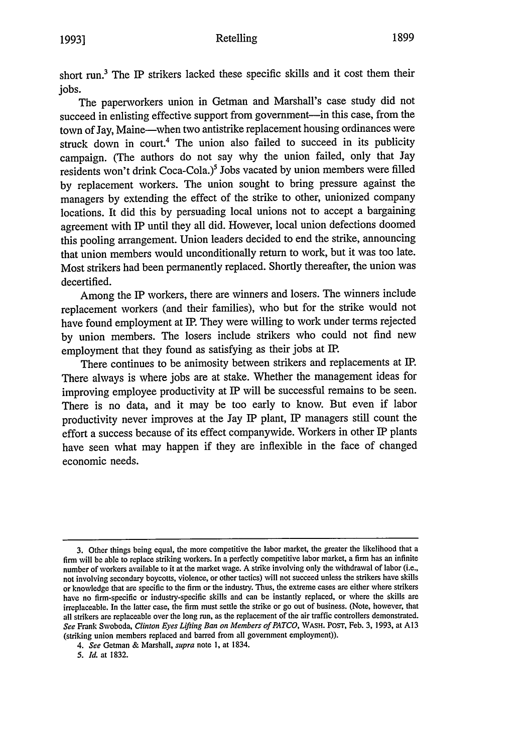short run.[3] The IP strikers lacked these specific skills and it cost them their jobs.

The paperworkers union in Getman and Marshall's case study did not succeed in enlisting effective support from government—in this case, from the town of Jay, Maine—when two antistrike replacement housing ordinances were struck down in court.[4] The union also failed to succeed in its publicity campaign. (The authors do not say why the union failed, only that Jay residents won't drink Coca-Cola.)[5] Jobs vacated by union members were filled by replacement workers. The union sought to bring pressure against the managers by extending the effect of the strike to other, unionized company locations. It did this by persuading local unions not to accept a bargaining agreement with IP until they all did. However, local union defections doomed this pooling arrangement. Union leaders decided to end the strike, announcing that union members would unconditionally return to work, but it was too late. Most strikers had been permanently replaced. Shortly thereafter, the union was decertified.

Among the IP workers, there are winners and losers. The winners include replacement workers (and their families), who but for the strike would not have found employment at IP. They were willing to work under terms rejected by union members. The losers include strikers who could not find new employment that they found as satisfying as their jobs at IP.

There continues to be animosity between strikers and replacements at IP. There always is where jobs are at stake. Whether the management ideas for improving employee productivity at IP will be successful remains to be seen. There is no data, and it may be too early to know. But even if labor productivity never improves at the Jay IP plant, IP managers still count the effort a success because of its effect companywide. Workers in other IP plants have seen what may happen if they are inflexible in the face of changed economic needs.

---

3. Other things being equal, the more competitive the labor market, the greater the likelihood that a firm will be able to replace striking workers. In a perfectly competitive labor market, a firm has an infinite number of workers available to it at the market wage. A strike involving only the withdrawal of labor (i.e., not involving secondary boycotts, violence, or other tactics) will not succeed unless the strikers have skills or knowledge that are specific to the firm or the industry. Thus, the extreme cases are either where strikers have no firm-specific or industry-specific skills and can be instantly replaced, or where the skills are irreplaceable. In the latter case, the firm must settle the strike or go out of business. (Note, however, that all strikers are replaceable over the long run, as the replacement of the air traffic controllers demonstrated. *See* Frank Swoboda, *Clinton Eyes Lifting Ban on Members of PATCO*, WASH. POST, Feb. 3, 1993, at A13 (striking union members replaced and barred from all government employment)).

4. *See* Getman & Marshall, *supra* note 1, at 1834.

5. *Id.* at 1832.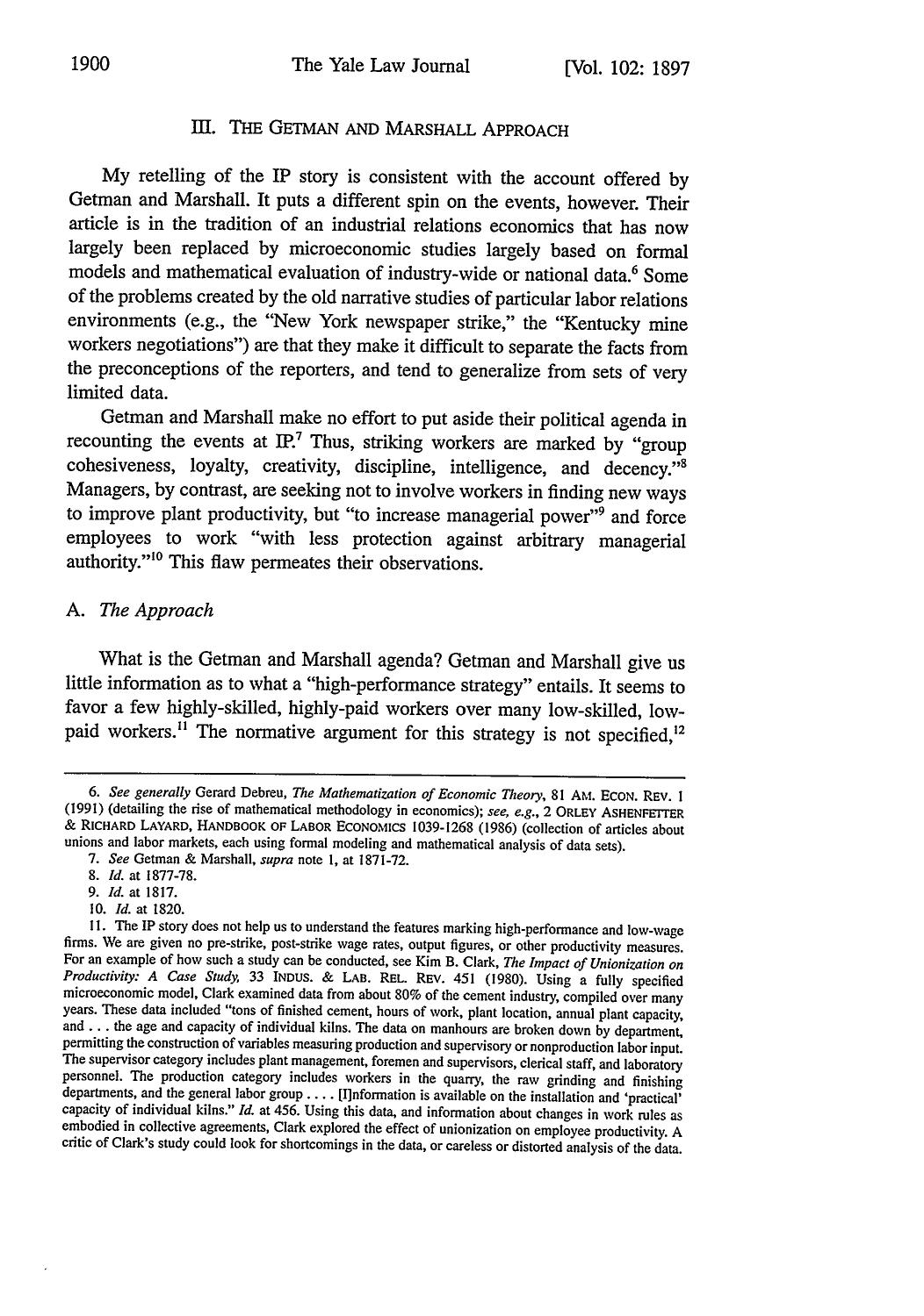## III. THE GETMAN AND MARSHALL APPROACH

My retelling of the IP story is consistent with the account offered by Getman and Marshall. It puts a different spin on the events, however. Their article is in the tradition of an industrial relations economics that has now largely been replaced by microeconomic studies largely based on formal models and mathematical evaluation of industry-wide or national data.[6] Some of the problems created by the old narrative studies of particular labor relations environments (e.g., the "New York newspaper strike," the "Kentucky mine workers negotiations") are that they make it difficult to separate the facts from the preconceptions of the reporters, and tend to generalize from sets of very limited data.

Getman and Marshall make no effort to put aside their political agenda in recounting the events at IP.[7] Thus, striking workers are marked by "group cohesiveness, loyalty, creativity, discipline, intelligence, and decency."[8] Managers, by contrast, are seeking not to involve workers in finding new ways to improve plant productivity, but "to increase managerial power"[9] and force employees to work "with less protection against arbitrary managerial authority."[10] This flaw permeates their observations.

### A. *The Approach*

What is the Getman and Marshall agenda? Getman and Marshall give us little information as to what a "high-performance strategy" entails. It seems to favor a few highly-skilled, highly-paid workers over many low-skilled, low-paid workers.[11] The normative argument for this strategy is not specified,[12]

---

6. *See generally* Gerard Debreu, *The Mathematization of Economic Theory*, 81 AM. ECON. REV. 1 (1991) (detailing the rise of mathematical methodology in economics); *see, e.g.*, 2 ORLEY ASHENFETTER & RICHARD LAYARD, HANDBOOK OF LABOR ECONOMICS 1039-1268 (1986) (collection of articles about unions and labor markets, each using formal modeling and mathematical analysis of data sets).

7. *See* Getman & Marshall, *supra* note 1, at 1871-72.

8. *Id.* at 1877-78.

9. *Id.* at 1817.

10. *Id.* at 1820.

11. The IP story does not help us to understand the features marking high-performance and low-wage firms. We are given no pre-strike, post-strike wage rates, output figures, or other productivity measures. For an example of how such a study can be conducted, see Kim B. Clark, *The Impact of Unionization on Productivity: A Case Study*, 33 INDUS. & LAB. REL. REV. 451 (1980). Using a fully specified microeconomic model, Clark examined data from about 80% of the cement industry, compiled over many years. These data included "tons of finished cement, hours of work, plant location, annual plant capacity, and . . . the age and capacity of individual kilns. The data on manhours are broken down by department, permitting the construction of variables measuring production and supervisory or nonproduction labor input. The supervisor category includes plant management, foremen and supervisors, clerical staff, and laboratory personnel. The production category includes workers in the quarry, the raw grinding and finishing departments, and the general labor group . . . . [I]nformation is available on the installation and 'practical' capacity of individual kilns." *Id.* at 456. Using this data, and information about changes in work rules as embodied in collective agreements, Clark explored the effect of unionization on employee productivity. A critic of Clark's study could look for shortcomings in the data, or careless or distorted analysis of the data.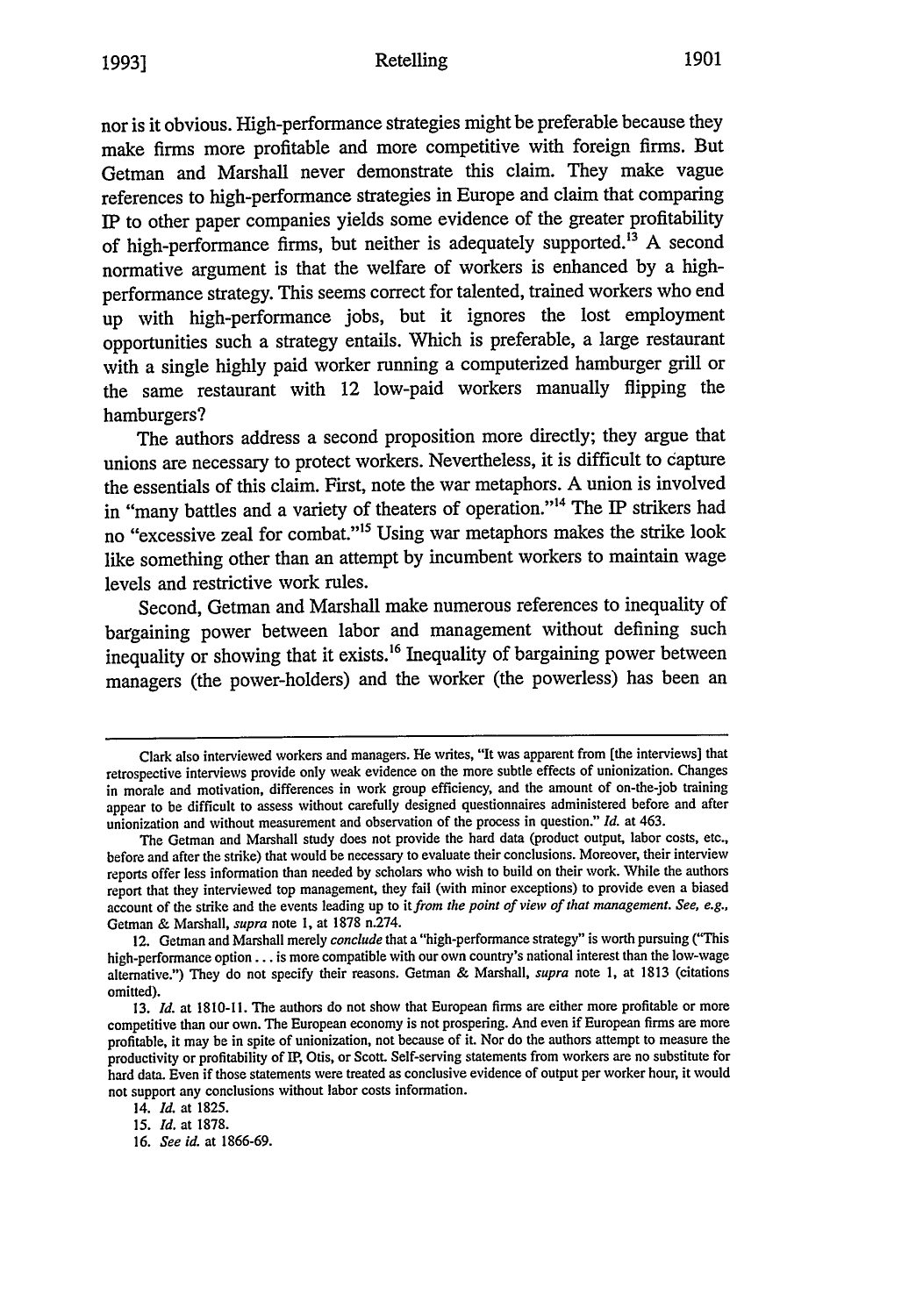nor is it obvious. High-performance strategies might be preferable because they make firms more profitable and more competitive with foreign firms. But Getman and Marshall never demonstrate this claim. They make vague references to high-performance strategies in Europe and claim that comparing IP to other paper companies yields some evidence of the greater profitability of high-performance firms, but neither is adequately supported.[13] A second normative argument is that the welfare of workers is enhanced by a high-performance strategy. This seems correct for talented, trained workers who end up with high-performance jobs, but it ignores the lost employment opportunities such a strategy entails. Which is preferable, a large restaurant with a single highly paid worker running a computerized hamburger grill or the same restaurant with 12 low-paid workers manually flipping the hamburgers?

The authors address a second proposition more directly; they argue that unions are necessary to protect workers. Nevertheless, it is difficult to capture the essentials of this claim. First, note the war metaphors. A union is involved in "many battles and a variety of theaters of operation."[14] The IP strikers had no "excessive zeal for combat."[15] Using war metaphors makes the strike look like something other than an attempt by incumbent workers to maintain wage levels and restrictive work rules.

Second, Getman and Marshall make numerous references to inequality of bargaining power between labor and management without defining such inequality or showing that it exists.[16] Inequality of bargaining power between managers (the power-holders) and the worker (the powerless) has been an

---

Clark also interviewed workers and managers. He writes, "It was apparent from [the interviews] that retrospective interviews provide only weak evidence on the more subtle effects of unionization. Changes in morale and motivation, differences in work group efficiency, and the amount of on-the-job training appear to be difficult to assess without carefully designed questionnaires administered before and after unionization and without measurement and observation of the process in question." *Id.* at 463.

The Getman and Marshall study does not provide the hard data (product output, labor costs, etc., before and after the strike) that would be necessary to evaluate their conclusions. Moreover, their interview reports offer less information than needed by scholars who wish to build on their work. While the authors report that they interviewed top management, they fail (with minor exceptions) to provide even a biased account of the strike and the events leading up to it *from the point of view of that management. See, e.g.*, Getman & Marshall, *supra* note 1, at 1878 n.274.

12. Getman and Marshall merely *conclude* that a "high-performance strategy" is worth pursuing ("This high-performance option . . . is more compatible with our own country's national interest than the low-wage alternative.") They do not specify their reasons. Getman & Marshall, *supra* note 1, at 1813 (citations omitted).

13. *Id.* at 1810-11. The authors do not show that European firms are either more profitable or more competitive than our own. The European economy is not prospering. And even if European firms are more profitable, it may be in spite of unionization, not because of it. Nor do the authors attempt to measure the productivity or profitability of IP, Otis, or Scott. Self-serving statements from workers are no substitute for hard data. Even if those statements were treated as conclusive evidence of output per worker hour, it would not support any conclusions without labor costs information.

14. *Id.* at 1825.

15. *Id.* at 1878.

16. *See id.* at 1866-69.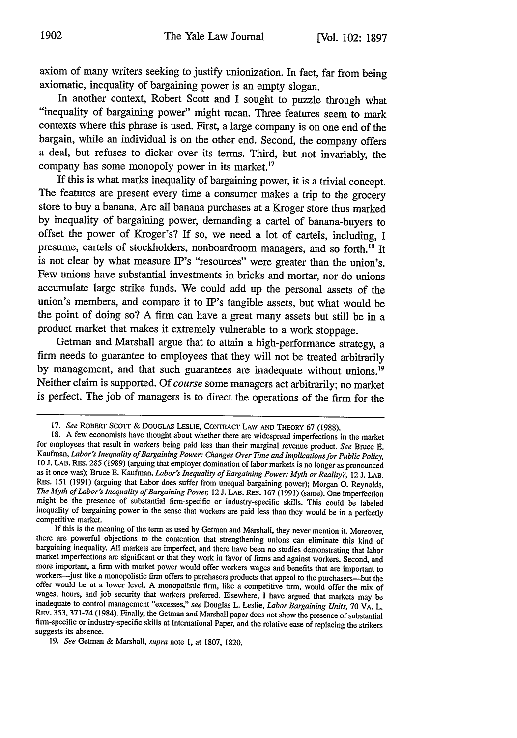axiom of many writers seeking to justify unionization. In fact, far from being axiomatic, inequality of bargaining power is an empty slogan.

In another context, Robert Scott and I sought to puzzle through what "inequality of bargaining power" might mean. Three features seem to mark contexts where this phrase is used. First, a large company is on one end of the bargain, while an individual is on the other end. Second, the company offers a deal, but refuses to dicker over its terms. Third, but not invariably, the company has some monopoly power in its market.[17]

If this is what marks inequality of bargaining power, it is a trivial concept. The features are present every time a consumer makes a trip to the grocery store to buy a banana. Are all banana purchases at a Kroger store thus marked by inequality of bargaining power, demanding a cartel of banana-buyers to offset the power of Kroger's? If so, we need a lot of cartels, including, I presume, cartels of stockholders, nonboardroom managers, and so forth.[18] It is not clear by what measure IP's "resources" were greater than the union's. Few unions have substantial investments in bricks and mortar, nor do unions accumulate large strike funds. We could add up the personal assets of the union's members, and compare it to IP's tangible assets, but what would be the point of doing so? A firm can have a great many assets but still be in a product market that makes it extremely vulnerable to a work stoppage.

Getman and Marshall argue that to attain a high-performance strategy, a firm needs to guarantee to employees that they will not be treated arbitrarily by management, and that such guarantees are inadequate without unions.[19] Neither claim is supported. Of *course* some managers act arbitrarily; no market is perfect. The job of managers is to direct the operations of the firm for the

---

17. *See* ROBERT SCOTT & DOUGLAS LESLIE, CONTRACT LAW AND THEORY 67 (1988).

18. A few economists have thought about whether there are widespread imperfections in the market for employees that result in workers being paid less than their marginal revenue product. *See* Bruce E. Kaufman, *Labor's Inequality of Bargaining Power: Changes Over Time and Implications for Public Policy*, 10 J. LAB. RES. 285 (1989) (arguing that employer domination of labor markets is no longer as pronounced as it once was); Bruce E. Kaufman, *Labor's Inequality of Bargaining Power: Myth or Reality?*, 12 J. LAB. RES. 151 (1991) (arguing that Labor does suffer from unequal bargaining power); Morgan O. Reynolds, *The Myth of Labor's Inequality of Bargaining Power*, 12 J. LAB. RES. 167 (1991) (same). One imperfection might be the presence of substantial firm-specific or industry-specific skills. This could be labeled inequality of bargaining power in the sense that workers are paid less than they would be in a perfectly competitive market.

If this is the meaning of the term as used by Getman and Marshall, they never mention it. Moreover, there are powerful objections to the contention that strengthening unions can eliminate this kind of bargaining inequality. All markets are imperfect, and there have been no studies demonstrating that labor market imperfections are significant or that they work in favor of firms and against workers. Second, and more important, a firm with market power would offer workers wages and benefits that are important to workers—just like a monopolistic firm offers to purchasers products that appeal to the purchasers—but the offer would be at a lower level. A monopolistic firm, like a competitive firm, would offer the mix of wages, hours, and job security that workers preferred. Elsewhere, I have argued that markets may be inadequate to control management "excesses," *see* Douglas L. Leslie, *Labor Bargaining Units*, 70 VA. L. REV. 353, 371-74 (1984). Finally, the Getman and Marshall paper does not show the presence of substantial firm-specific or industry-specific skills at International Paper, and the relative ease of replacing the strikers suggests its absence.

19. *See* Getman & Marshall, *supra* note 1, at 1807, 1820.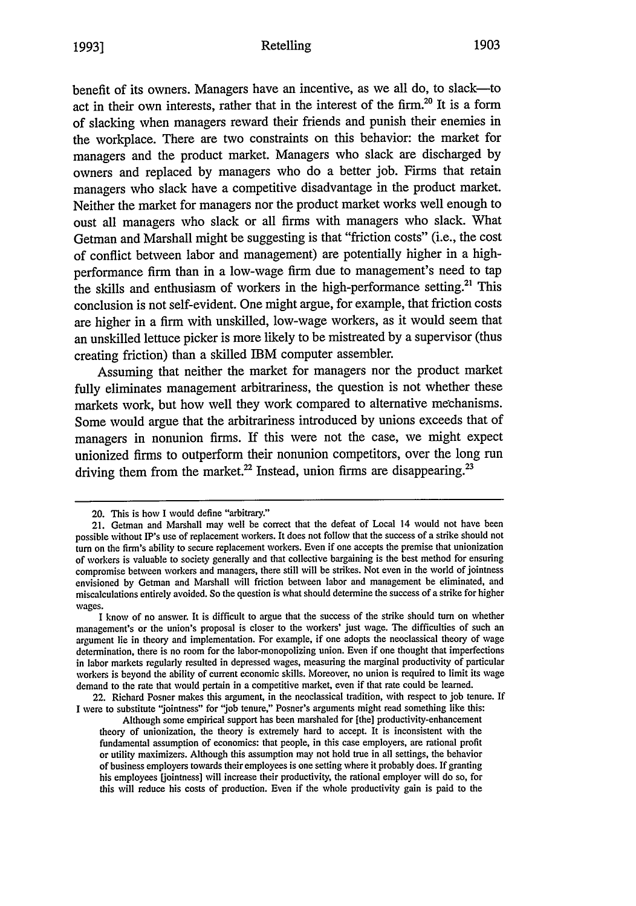benefit of its owners. Managers have an incentive, as we all do, to slack—to act in their own interests, rather that in the interest of the firm.[20] It is a form of slacking when managers reward their friends and punish their enemies in the workplace. There are two constraints on this behavior: the market for managers and the product market. Managers who slack are discharged by owners and replaced by managers who do a better job. Firms that retain managers who slack have a competitive disadvantage in the product market. Neither the market for managers nor the product market works well enough to oust all managers who slack or all firms with managers who slack. What Getman and Marshall might be suggesting is that "friction costs" (i.e., the cost of conflict between labor and management) are potentially higher in a high-performance firm than in a low-wage firm due to management's need to tap the skills and enthusiasm of workers in the high-performance setting.[21] This conclusion is not self-evident. One might argue, for example, that friction costs are higher in a firm with unskilled, low-wage workers, as it would seem that an unskilled lettuce picker is more likely to be mistreated by a supervisor (thus creating friction) than a skilled IBM computer assembler.

Assuming that neither the market for managers nor the product market fully eliminates management arbitrariness, the question is not whether these markets work, but how well they work compared to alternative mechanisms. Some would argue that the arbitrariness introduced by unions exceeds that of managers in nonunion firms. If this were not the case, we might expect unionized firms to outperform their nonunion competitors, over the long run driving them from the market.[22] Instead, union firms are disappearing.[23]

---

20. This is how I would define "arbitrary."

21. Getman and Marshall may well be correct that the defeat of Local 14 would not have been possible without IP's use of replacement workers. It does not follow that the success of a strike should not turn on the firm's ability to secure replacement workers. Even if one accepts the premise that unionization of workers is valuable to society generally and that collective bargaining is the best method for ensuring compromise between workers and managers, there still will be strikes. Not even in the world of jointness envisioned by Getman and Marshall will friction between labor and management be eliminated, and miscalculations entirely avoided. So the question is what should determine the success of a strike for higher wages.

I know of no answer. It is difficult to argue that the success of the strike should turn on whether management's or the union's proposal is closer to the workers' just wage. The difficulties of such an argument lie in theory and implementation. For example, if one adopts the neoclassical theory of wage determination, there is no room for the labor-monopolizing union. Even if one thought that imperfections in labor markets regularly resulted in depressed wages, measuring the marginal productivity of particular workers is beyond the ability of current economic skills. Moreover, no union is required to limit its wage demand to the rate that would pertain in a competitive market, even if that rate could be learned.

22. Richard Posner makes this argument, in the neoclassical tradition, with respect to job tenure. If I were to substitute "jointness" for "job tenure," Posner's arguments might read something like this:

> Although some empirical support has been marshaled for [the] productivity-enhancement theory of unionization, the theory is extremely hard to accept. It is inconsistent with the fundamental assumption of economics: that people, in this case employers, are rational profit or utility maximizers. Although this assumption may not hold true in all settings, the behavior of business employers towards their employees is one setting where it probably does. If granting his employees [jointness] will increase their productivity, the rational employer will do so, for this will reduce his costs of production. Even if the whole productivity gain is paid to the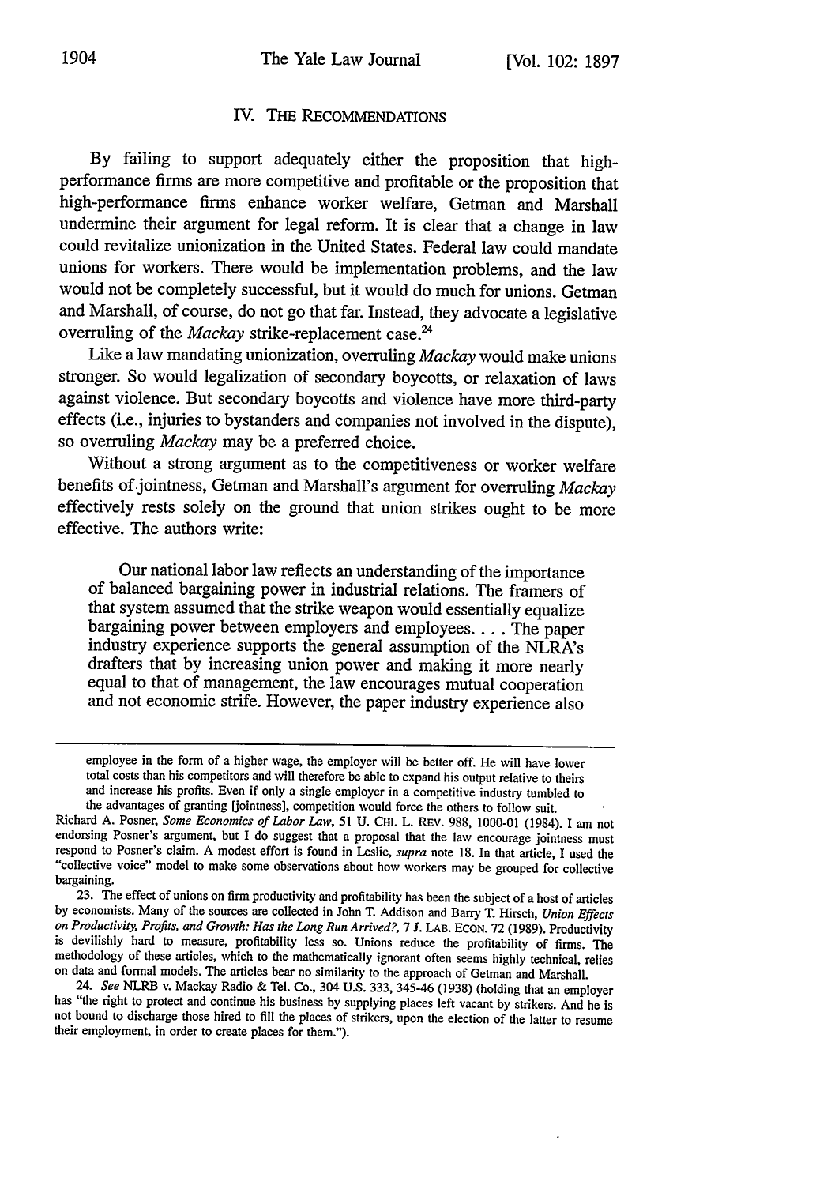## IV. THE RECOMMENDATIONS

By failing to support adequately either the proposition that high-performance firms are more competitive and profitable or the proposition that high-performance firms enhance worker welfare, Getman and Marshall undermine their argument for legal reform. It is clear that a change in law could revitalize unionization in the United States. Federal law could mandate unions for workers. There would be implementation problems, and the law would not be completely successful, but it would do much for unions. Getman and Marshall, of course, do not go that far. Instead, they advocate a legislative overruling of the *Mackay* strike-replacement case.[24]

Like a law mandating unionization, overruling *Mackay* would make unions stronger. So would legalization of secondary boycotts, or relaxation of laws against violence. But secondary boycotts and violence have more third-party effects (i.e., injuries to bystanders and companies not involved in the dispute), so overruling *Mackay* may be a preferred choice.

Without a strong argument as to the competitiveness or worker welfare benefits of jointness, Getman and Marshall's argument for overruling *Mackay* effectively rests solely on the ground that union strikes ought to be more effective. The authors write:

> Our national labor law reflects an understanding of the importance of balanced bargaining power in industrial relations. The framers of that system assumed that the strike weapon would essentially equalize bargaining power between employers and employees. . . . The paper industry experience supports the general assumption of the NLRA's drafters that by increasing union power and making it more nearly equal to that of management, the law encourages mutual cooperation and not economic strife. However, the paper industry experience also

---

employee in the form of a higher wage, the employer will be better off. He will have lower total costs than his competitors and will therefore be able to expand his output relative to theirs and increase his profits. Even if only a single employer in a competitive industry tumbled to the advantages of granting [jointness], competition would force the others to follow suit.

Richard A. Posner, *Some Economics of Labor Law*, 51 U. CHI. L. REV. 988, 1000-01 (1984). I am not endorsing Posner's argument, but I do suggest that a proposal that the law encourage jointness must respond to Posner's claim. A modest effort is found in Leslie, *supra* note 18. In that article, I used the "collective voice" model to make some observations about how workers may be grouped for collective bargaining.

23. The effect of unions on firm productivity and profitability has been the subject of a host of articles by economists. Many of the sources are collected in John T. Addison and Barry T. Hirsch, *Union Effects on Productivity, Profits, and Growth: Has the Long Run Arrived?*, 7 J. LAB. ECON. 72 (1989). Productivity is devilishly hard to measure, profitability less so. Unions reduce the profitability of firms. The methodology of these articles, which to the mathematically ignorant often seems highly technical, relies on data and formal models. The articles bear no similarity to the approach of Getman and Marshall.

24. *See* NLRB v. Mackay Radio & Tel. Co., 304 U.S. 333, 345-46 (1938) (holding that an employer has "the right to protect and continue his business by supplying places left vacant by strikers. And he is not bound to discharge those hired to fill the places of strikers, upon the election of the latter to resume their employment, in order to create places for them.").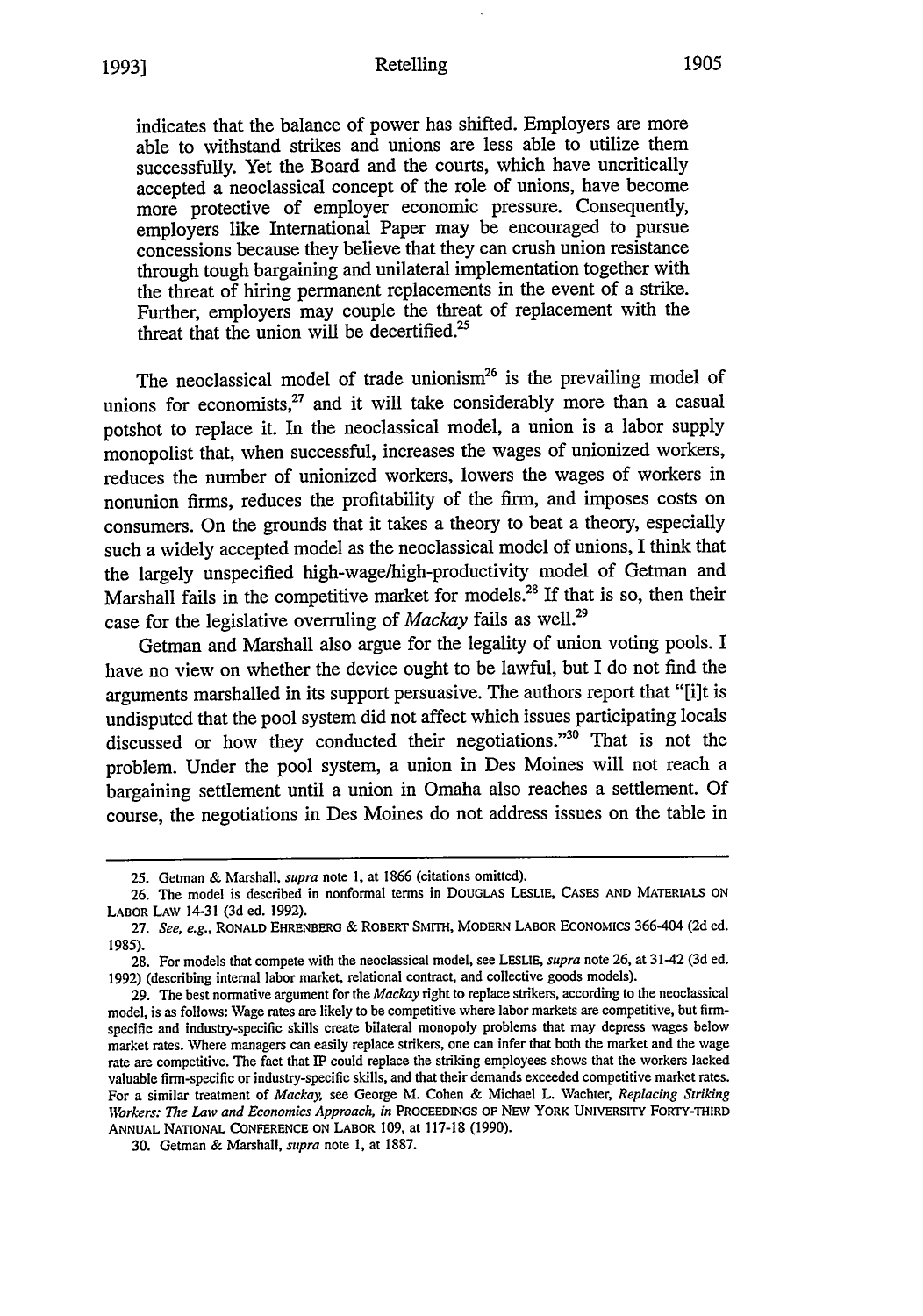indicates that the balance of power has shifted. Employers are more able to withstand strikes and unions are less able to utilize them successfully. Yet the Board and the courts, which have uncritically accepted a neoclassical concept of the role of unions, have become more protective of employer economic pressure. Consequently, employers like International Paper may be encouraged to pursue concessions because they believe that they can crush union resistance through tough bargaining and unilateral implementation together with the threat of hiring permanent replacements in the event of a strike. Further, employers may couple the threat of replacement with the threat that the union will be decertified.[25]

The neoclassical model of trade unionism[26] is the prevailing model of unions for economists,[27] and it will take considerably more than a casual potshot to replace it. In the neoclassical model, a union is a labor supply monopolist that, when successful, increases the wages of unionized workers, reduces the number of unionized workers, lowers the wages of workers in nonunion firms, reduces the profitability of the firm, and imposes costs on consumers. On the grounds that it takes a theory to beat a theory, especially such a widely accepted model as the neoclassical model of unions, I think that the largely unspecified high-wage/high-productivity model of Getman and Marshall fails in the competitive market for models.[28] If that is so, then their case for the legislative overruling of *Mackay* fails as well.[29]

Getman and Marshall also argue for the legality of union voting pools. I have no view on whether the device ought to be lawful, but I do not find the arguments marshalled in its support persuasive. The authors report that "[i]t is undisputed that the pool system did not affect which issues participating locals discussed or how they conducted their negotiations."[30] That is not the problem. Under the pool system, a union in Des Moines will not reach a bargaining settlement until a union in Omaha also reaches a settlement. Of course, the negotiations in Des Moines do not address issues on the table in

---

25. Getman & Marshall, *supra* note 1, at 1866 (citations omitted).

26. The model is described in nonformal terms in DOUGLAS LESLIE, CASES AND MATERIALS ON LABOR LAW 14-31 (3d ed. 1992).

27. *See, e.g.*, RONALD EHRENBERG & ROBERT SMITH, MODERN LABOR ECONOMICS 366-404 (2d ed. 1985).

28. For models that compete with the neoclassical model, see LESLIE, *supra* note 26, at 31-42 (3d ed. 1992) (describing internal labor market, relational contract, and collective goods models).

29. The best normative argument for the *Mackay* right to replace strikers, according to the neoclassical model, is as follows: Wage rates are likely to be competitive where labor markets are competitive, but firm-specific and industry-specific skills create bilateral monopoly problems that may depress wages below market rates. Where managers can easily replace strikers, one can infer that both the market and the wage rate are competitive. The fact that IP could replace the striking employees shows that the workers lacked valuable firm-specific or industry-specific skills, and that their demands exceeded competitive market rates. For a similar treatment of *Mackay*, see George M. Cohen & Michael L. Wachter, *Replacing Striking Workers: The Law and Economics Approach*, *in* PROCEEDINGS OF NEW YORK UNIVERSITY FORTY-THIRD ANNUAL NATIONAL CONFERENCE ON LABOR 109, at 117-18 (1990).

30. Getman & Marshall, *supra* note 1, at 1887.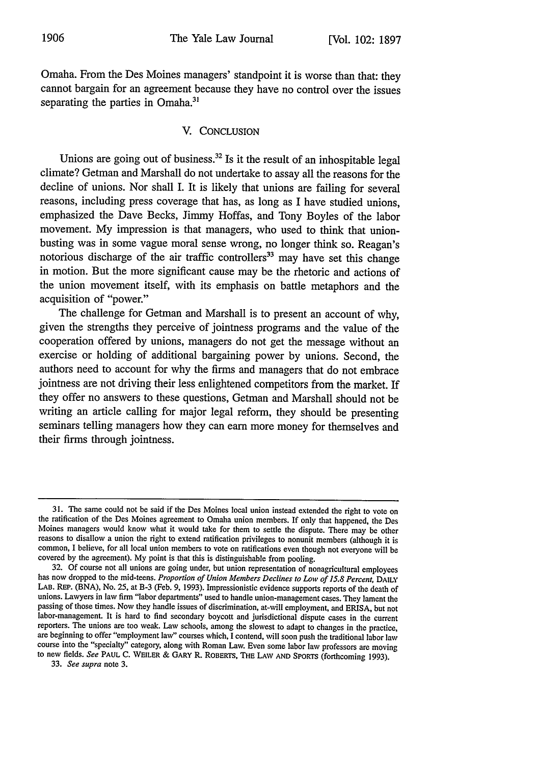Omaha. From the Des Moines managers' standpoint it is worse than that: they cannot bargain for an agreement because they have no control over the issues separating the parties in Omaha.[31]

## V. CONCLUSION

Unions are going out of business.[32] Is it the result of an inhospitable legal climate? Getman and Marshall do not undertake to assay all the reasons for the decline of unions. Nor shall I. It is likely that unions are failing for several reasons, including press coverage that has, as long as I have studied unions, emphasized the Dave Becks, Jimmy Hoffas, and Tony Boyles of the labor movement. My impression is that managers, who used to think that union-busting was in some vague moral sense wrong, no longer think so. Reagan's notorious discharge of the air traffic controllers[33] may have set this change in motion. But the more significant cause may be the rhetoric and actions of the union movement itself, with its emphasis on battle metaphors and the acquisition of "power."

The challenge for Getman and Marshall is to present an account of why, given the strengths they perceive of jointness programs and the value of the cooperation offered by unions, managers do not get the message without an exercise or holding of additional bargaining power by unions. Second, the authors need to account for why the firms and managers that do not embrace jointness are not driving their less enlightened competitors from the market. If they offer no answers to these questions, Getman and Marshall should not be writing an article calling for major legal reform, they should be presenting seminars telling managers how they can earn more money for themselves and their firms through jointness.

---

31. The same could not be said if the Des Moines local union instead extended the right to vote on the ratification of the Des Moines agreement to Omaha union members. If only that happened, the Des Moines managers would know what it would take for them to settle the dispute. There may be other reasons to disallow a union the right to extend ratification privileges to nonunit members (although it is common, I believe, for all local union members to vote on ratifications even though not everyone will be covered by the agreement). My point is that this is distinguishable from pooling.

32. Of course not all unions are going under, but union representation of nonagricultural employees has now dropped to the mid-teens. *Proportion of Union Members Declines to Low of 15.8 Percent*, DAILY LAB. REP. (BNA), No. 25, at B-3 (Feb. 9, 1993). Impressionistic evidence supports reports of the death of unions. Lawyers in law firm "labor departments" used to handle union-management cases. They lament the passing of those times. Now they handle issues of discrimination, at-will employment, and ERISA, but not labor-management. It is hard to find secondary boycott and jurisdictional dispute cases in the current reporters. The unions are too weak. Law schools, among the slowest to adapt to changes in the practice, are beginning to offer "employment law" courses which, I contend, will soon push the traditional labor law course into the "specialty" category, along with Roman Law. Even some labor law professors are moving to new fields. *See* PAUL C. WEILER & GARY R. ROBERTS, THE LAW AND SPORTS (forthcoming 1993).

33. *See supra* note 3.